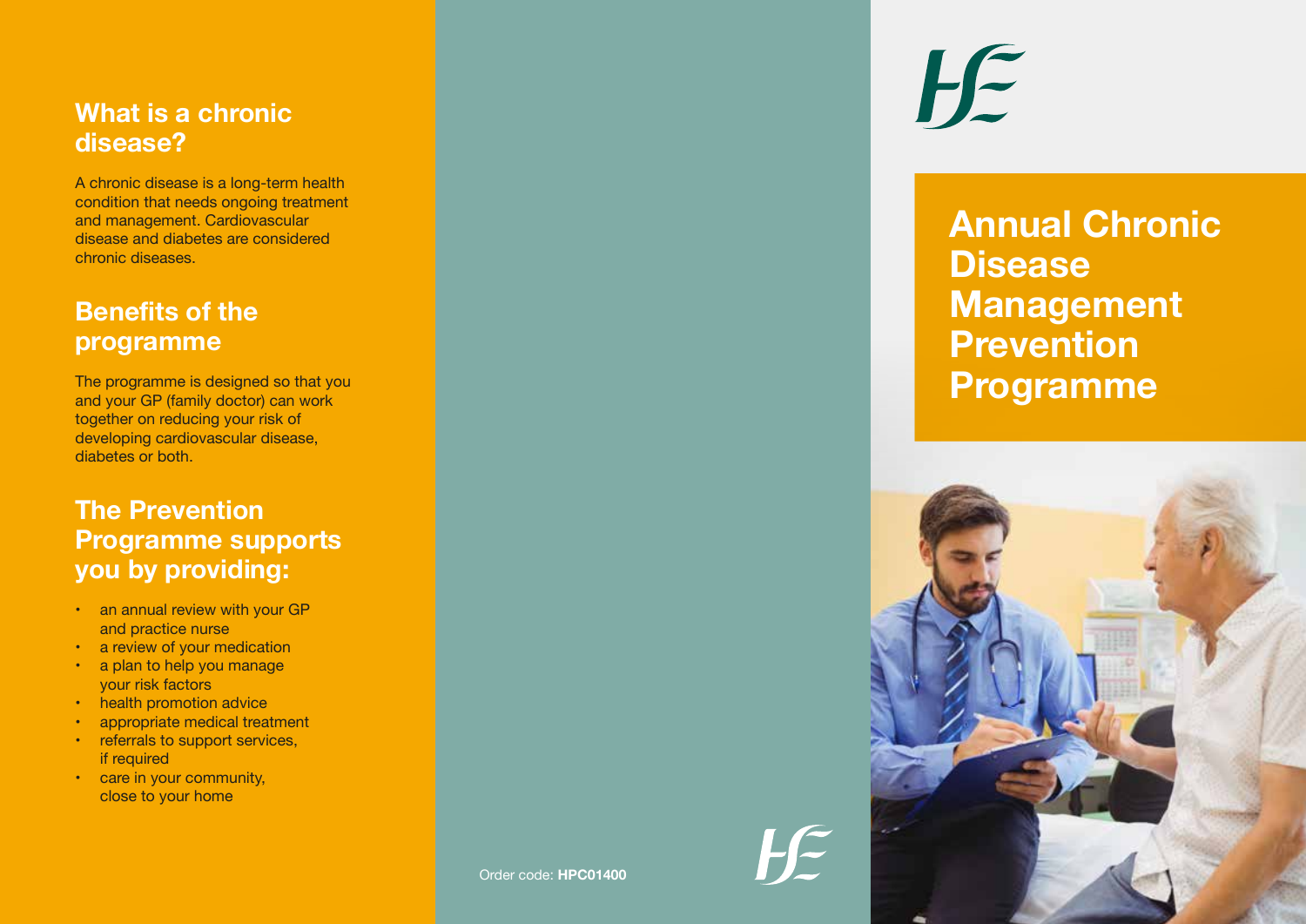# Annual Chronic Disease Management Prevention Programme

## What is a chronic disease?

A chronic disease is a long-term health condition that needs ongoing treatment and management. Cardiovascular disease and diabetes are considered chronic diseases.

## Benefits of the programme

The programme is designed so that you and your GP (family doctor) can work together on reducing your risk of developing cardiovascular disease, diabetes or both.

## The Prevention Programme supports you by providing:

- an annual review with your GP and practice nurse
- a review of your medication
- a plan to help you manage your risk factors
- health promotion advice
- appropriate medical treatment
- referrals to support services, if required
- care in your community, close to your home

Order code: **HPC01400**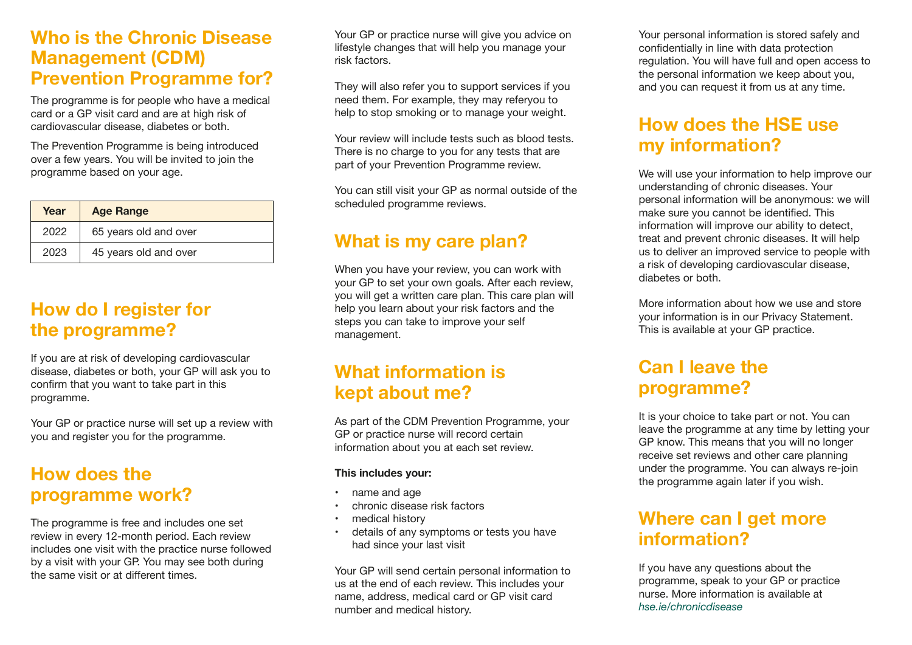## Who is the Chronic Disease Management (CDM) Prevention Programme for?

The programme is for people who have a medical card or a GP visit card and are at high risk of cardiovascular disease, diabetes or both.

The Prevention Programme is being introduced over a few years. You will be invited to join the programme based on your age.

| Year | Age Range |
|---|---|
| 2022 | 65 years old and over |
| 2023 | 45 years old and over |

## How do I register for the programme?

If you are at risk of developing cardiovascular disease, diabetes or both, your GP will ask you to confirm that you want to take part in this programme.

Your GP or practice nurse will set up a review with you and register you for the programme.

## How does the programme work?

The programme is free and includes one set review in every 12-month period. Each review includes one visit with the practice nurse followed by a visit with your GP. You may see both during the same visit or at different times.

Your GP or practice nurse will give you advice on lifestyle changes that will help you manage your risk factors.

They will also refer you to support services if you need them. For example, they may referyou to help to stop smoking or to manage your weight.

Your review will include tests such as blood tests. There is no charge to you for any tests that are part of your Prevention Programme review.

You can still visit your GP as normal outside of the scheduled programme reviews.

## What is my care plan?

When you have your review, you can work with your GP to set your own goals. After each review, you will get a written care plan. This care plan will help you learn about your risk factors and the steps you can take to improve your self management.

## What information is kept about me?

As part of the CDM Prevention Programme, your GP or practice nurse will record certain information about you at each set review.

**This includes your:**

- name and age
- chronic disease risk factors
- medical history
- details of any symptoms or tests you have had since your last visit

Your GP will send certain personal information to us at the end of each review. This includes your name, address, medical card or GP visit card number and medical history.

Your personal information is stored safely and confidentially in line with data protection regulation. You will have full and open access to the personal information we keep about you, and you can request it from us at any time.

## How does the HSE use my information?

We will use your information to help improve our understanding of chronic diseases. Your personal information will be anonymous: we will make sure you cannot be identified. This information will improve our ability to detect, treat and prevent chronic diseases. It will help us to deliver an improved service to people with a risk of developing cardiovascular disease, diabetes or both.

More information about how we use and store your information is in our Privacy Statement. This is available at your GP practice.

## Can I leave the programme?

It is your choice to take part or not. You can leave the programme at any time by letting your GP know. This means that you will no longer receive set reviews and other care planning under the programme. You can always re-join the programme again later if you wish.

## Where can I get more information?

If you have any questions about the programme, speak to your GP or practice nurse. More information is available at *hse.ie/chronicdisease*